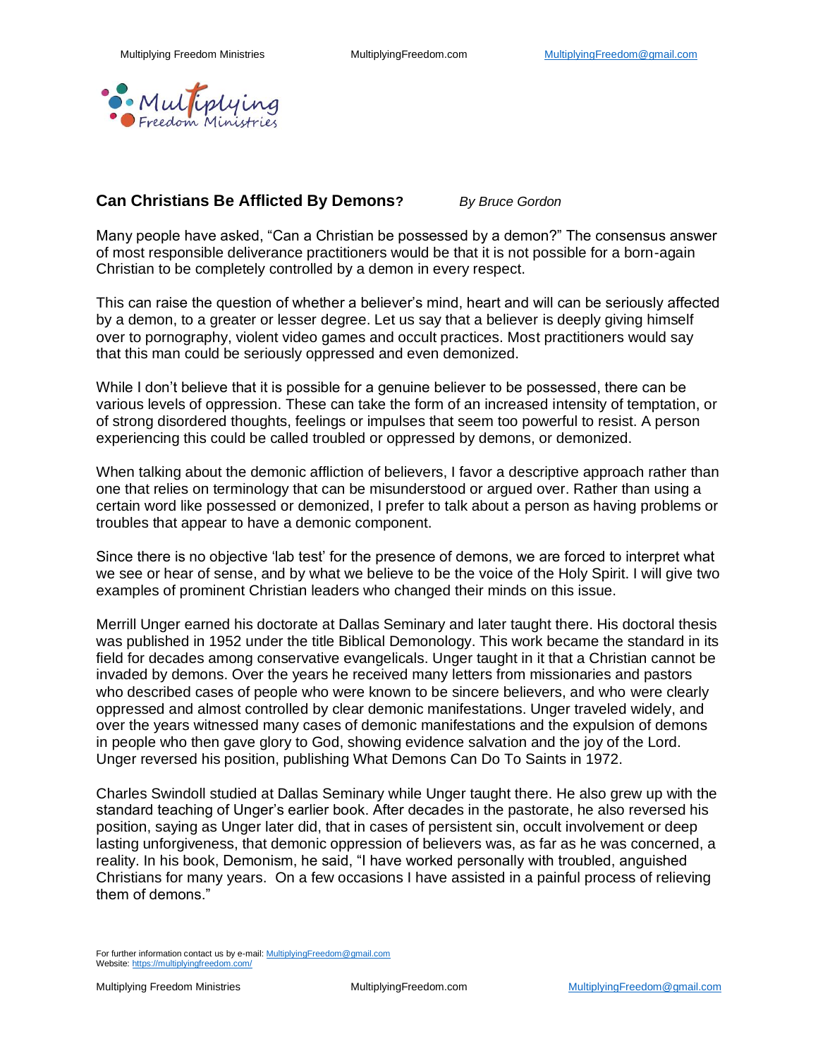## Can Christians Be Afflicted By Demons? *By Bruce Gordon*

Many people have asked, "Can a Christian be possessed by a demon?" The consensus answer of most responsible deliverance practitioners would be that it is not possible for a born-again Christian to be completely controlled by a demon in every respect.

This can raise the question of whether a believer's mind, heart and will can be seriously affected by a demon, to a greater or lesser degree. Let us say that a believer is deeply giving himself over to pornography, violent video games and occult practices. Most practitioners would say that this man could be seriously oppressed and even demonized.

While I don't believe that it is possible for a genuine believer to be possessed, there can be various levels of oppression. These can take the form of an increased intensity of temptation, or of strong disordered thoughts, feelings or impulses that seem too powerful to resist. A person experiencing this could be called troubled or oppressed by demons, or demonized.

When talking about the demonic affliction of believers, I favor a descriptive approach rather than one that relies on terminology that can be misunderstood or argued over. Rather than using a certain word like possessed or demonized, I prefer to talk about a person as having problems or troubles that appear to have a demonic component.

Since there is no objective 'lab test' for the presence of demons, we are forced to interpret what we see or hear of sense, and by what we believe to be the voice of the Holy Spirit. I will give two examples of prominent Christian leaders who changed their minds on this issue.

Merrill Unger earned his doctorate at Dallas Seminary and later taught there. His doctoral thesis was published in 1952 under the title Biblical Demonology. This work became the standard in its field for decades among conservative evangelicals. Unger taught in it that a Christian cannot be invaded by demons. Over the years he received many letters from missionaries and pastors who described cases of people who were known to be sincere believers, and who were clearly oppressed and almost controlled by clear demonic manifestations. Unger traveled widely, and over the years witnessed many cases of demonic manifestations and the expulsion of demons in people who then gave glory to God, showing evidence salvation and the joy of the Lord. Unger reversed his position, publishing What Demons Can Do To Saints in 1972.

Charles Swindoll studied at Dallas Seminary while Unger taught there. He also grew up with the standard teaching of Unger's earlier book. After decades in the pastorate, he also reversed his position, saying as Unger later did, that in cases of persistent sin, occult involvement or deep lasting unforgiveness, that demonic oppression of believers was, as far as he was concerned, a reality. In his book, Demonism, he said, "I have worked personally with troubled, anguished Christians for many years. On a few occasions I have assisted in a painful process of relieving them of demons."

For further information contact us by e-mail: MultiplyingFreedom@gmail.com
Website: https://multiplyingfreedom.com/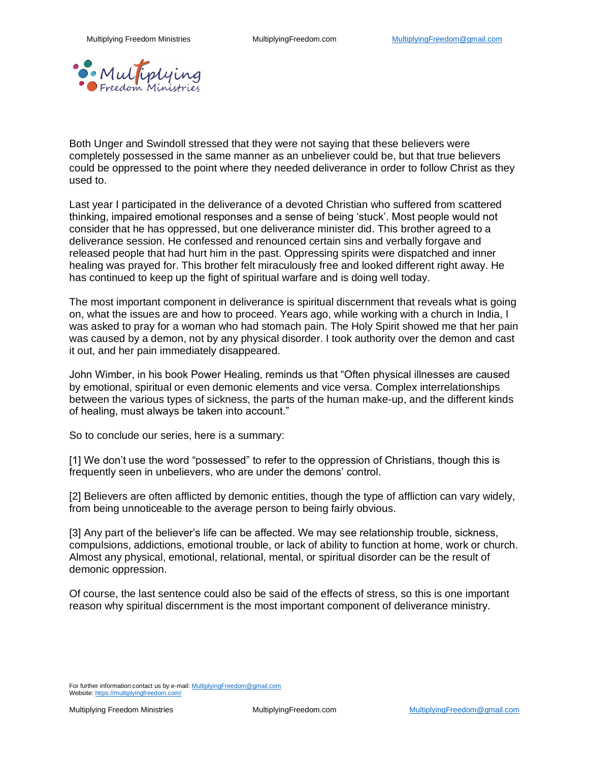Both Unger and Swindoll stressed that they were not saying that these believers were completely possessed in the same manner as an unbeliever could be, but that true believers could be oppressed to the point where they needed deliverance in order to follow Christ as they used to.

Last year I participated in the deliverance of a devoted Christian who suffered from scattered thinking, impaired emotional responses and a sense of being 'stuck'. Most people would not consider that he has oppressed, but one deliverance minister did. This brother agreed to a deliverance session. He confessed and renounced certain sins and verbally forgave and released people that had hurt him in the past. Oppressing spirits were dispatched and inner healing was prayed for. This brother felt miraculously free and looked different right away. He has continued to keep up the fight of spiritual warfare and is doing well today.

The most important component in deliverance is spiritual discernment that reveals what is going on, what the issues are and how to proceed. Years ago, while working with a church in India, I was asked to pray for a woman who had stomach pain. The Holy Spirit showed me that her pain was caused by a demon, not by any physical disorder. I took authority over the demon and cast it out, and her pain immediately disappeared.

John Wimber, in his book Power Healing, reminds us that "Often physical illnesses are caused by emotional, spiritual or even demonic elements and vice versa. Complex interrelationships between the various types of sickness, the parts of the human make-up, and the different kinds of healing, must always be taken into account."

So to conclude our series, here is a summary:

[1] We don't use the word "possessed" to refer to the oppression of Christians, though this is frequently seen in unbelievers, who are under the demons' control.

[2] Believers are often afflicted by demonic entities, though the type of affliction can vary widely, from being unnoticeable to the average person to being fairly obvious.

[3] Any part of the believer's life can be affected. We may see relationship trouble, sickness, compulsions, addictions, emotional trouble, or lack of ability to function at home, work or church. Almost any physical, emotional, relational, mental, or spiritual disorder can be the result of demonic oppression.

Of course, the last sentence could also be said of the effects of stress, so this is one important reason why spiritual discernment is the most important component of deliverance ministry.

For further information contact us by e-mail: MultiplyingFreedom@gmail.com
Website: https://multiplyingfreedom.com/